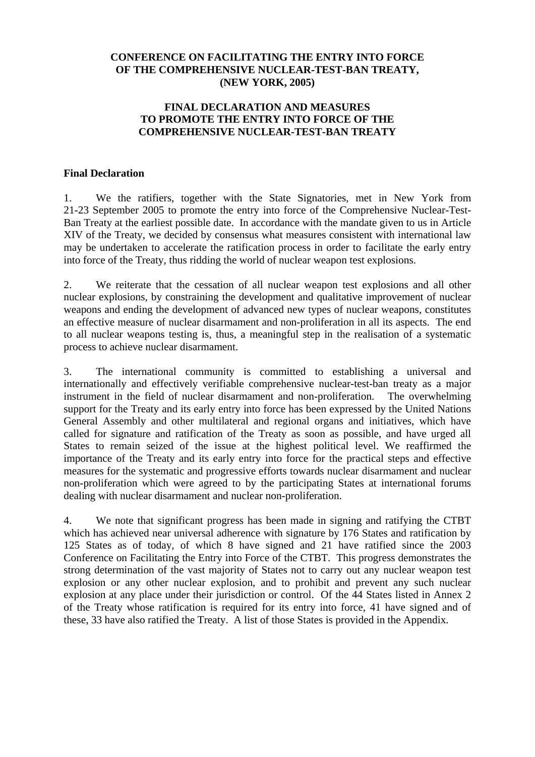# CONFERENCE ON FACILITATING THE ENTRY INTO FORCE OF THE COMPREHENSIVE NUCLEAR-TEST-BAN TREATY, (NEW YORK, 2005)

## FINAL DECLARATION AND MEASURES TO PROMOTE THE ENTRY INTO FORCE OF THE COMPREHENSIVE NUCLEAR-TEST-BAN TREATY

### Final Declaration

1. We the ratifiers, together with the State Signatories, met in New York from 21-23 September 2005 to promote the entry into force of the Comprehensive Nuclear-Test-Ban Treaty at the earliest possible date. In accordance with the mandate given to us in Article XIV of the Treaty, we decided by consensus what measures consistent with international law may be undertaken to accelerate the ratification process in order to facilitate the early entry into force of the Treaty, thus ridding the world of nuclear weapon test explosions.

2. We reiterate that the cessation of all nuclear weapon test explosions and all other nuclear explosions, by constraining the development and qualitative improvement of nuclear weapons and ending the development of advanced new types of nuclear weapons, constitutes an effective measure of nuclear disarmament and non-proliferation in all its aspects. The end to all nuclear weapons testing is, thus, a meaningful step in the realisation of a systematic process to achieve nuclear disarmament.

3. The international community is committed to establishing a universal and internationally and effectively verifiable comprehensive nuclear-test-ban treaty as a major instrument in the field of nuclear disarmament and non-proliferation. The overwhelming support for the Treaty and its early entry into force has been expressed by the United Nations General Assembly and other multilateral and regional organs and initiatives, which have called for signature and ratification of the Treaty as soon as possible, and have urged all States to remain seized of the issue at the highest political level. We reaffirmed the importance of the Treaty and its early entry into force for the practical steps and effective measures for the systematic and progressive efforts towards nuclear disarmament and nuclear non-proliferation which were agreed to by the participating States at international forums dealing with nuclear disarmament and nuclear non-proliferation.

4. We note that significant progress has been made in signing and ratifying the CTBT which has achieved near universal adherence with signature by 176 States and ratification by 125 States as of today, of which 8 have signed and 21 have ratified since the 2003 Conference on Facilitating the Entry into Force of the CTBT. This progress demonstrates the strong determination of the vast majority of States not to carry out any nuclear weapon test explosion or any other nuclear explosion, and to prohibit and prevent any such nuclear explosion at any place under their jurisdiction or control. Of the 44 States listed in Annex 2 of the Treaty whose ratification is required for its entry into force, 41 have signed and of these, 33 have also ratified the Treaty. A list of those States is provided in the Appendix.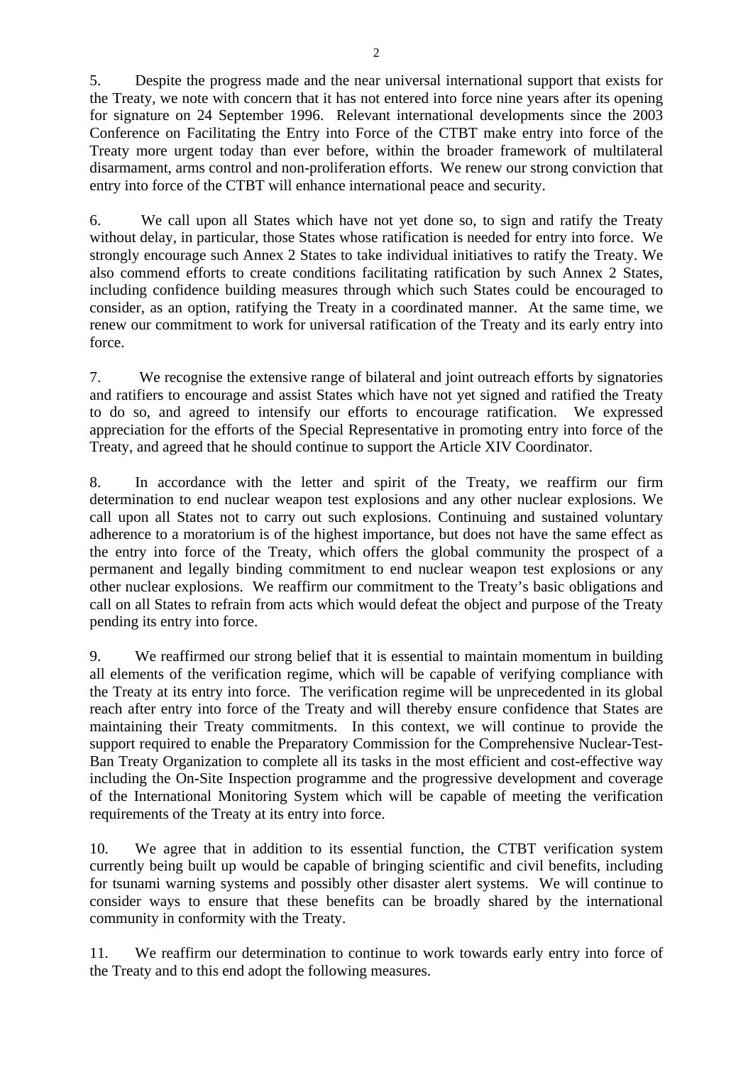5. Despite the progress made and the near universal international support that exists for the Treaty, we note with concern that it has not entered into force nine years after its opening for signature on 24 September 1996. Relevant international developments since the 2003 Conference on Facilitating the Entry into Force of the CTBT make entry into force of the Treaty more urgent today than ever before, within the broader framework of multilateral disarmament, arms control and non-proliferation efforts. We renew our strong conviction that entry into force of the CTBT will enhance international peace and security.

6. We call upon all States which have not yet done so, to sign and ratify the Treaty without delay, in particular, those States whose ratification is needed for entry into force. We strongly encourage such Annex 2 States to take individual initiatives to ratify the Treaty. We also commend efforts to create conditions facilitating ratification by such Annex 2 States, including confidence building measures through which such States could be encouraged to consider, as an option, ratifying the Treaty in a coordinated manner. At the same time, we renew our commitment to work for universal ratification of the Treaty and its early entry into force.

7. We recognise the extensive range of bilateral and joint outreach efforts by signatories and ratifiers to encourage and assist States which have not yet signed and ratified the Treaty to do so, and agreed to intensify our efforts to encourage ratification. We expressed appreciation for the efforts of the Special Representative in promoting entry into force of the Treaty, and agreed that he should continue to support the Article XIV Coordinator.

8. In accordance with the letter and spirit of the Treaty, we reaffirm our firm determination to end nuclear weapon test explosions and any other nuclear explosions. We call upon all States not to carry out such explosions. Continuing and sustained voluntary adherence to a moratorium is of the highest importance, but does not have the same effect as the entry into force of the Treaty, which offers the global community the prospect of a permanent and legally binding commitment to end nuclear weapon test explosions or any other nuclear explosions. We reaffirm our commitment to the Treaty's basic obligations and call on all States to refrain from acts which would defeat the object and purpose of the Treaty pending its entry into force.

9. We reaffirmed our strong belief that it is essential to maintain momentum in building all elements of the verification regime, which will be capable of verifying compliance with the Treaty at its entry into force. The verification regime will be unprecedented in its global reach after entry into force of the Treaty and will thereby ensure confidence that States are maintaining their Treaty commitments. In this context, we will continue to provide the support required to enable the Preparatory Commission for the Comprehensive Nuclear-Test-Ban Treaty Organization to complete all its tasks in the most efficient and cost-effective way including the On-Site Inspection programme and the progressive development and coverage of the International Monitoring System which will be capable of meeting the verification requirements of the Treaty at its entry into force.

10. We agree that in addition to its essential function, the CTBT verification system currently being built up would be capable of bringing scientific and civil benefits, including for tsunami warning systems and possibly other disaster alert systems. We will continue to consider ways to ensure that these benefits can be broadly shared by the international community in conformity with the Treaty.

11. We reaffirm our determination to continue to work towards early entry into force of the Treaty and to this end adopt the following measures.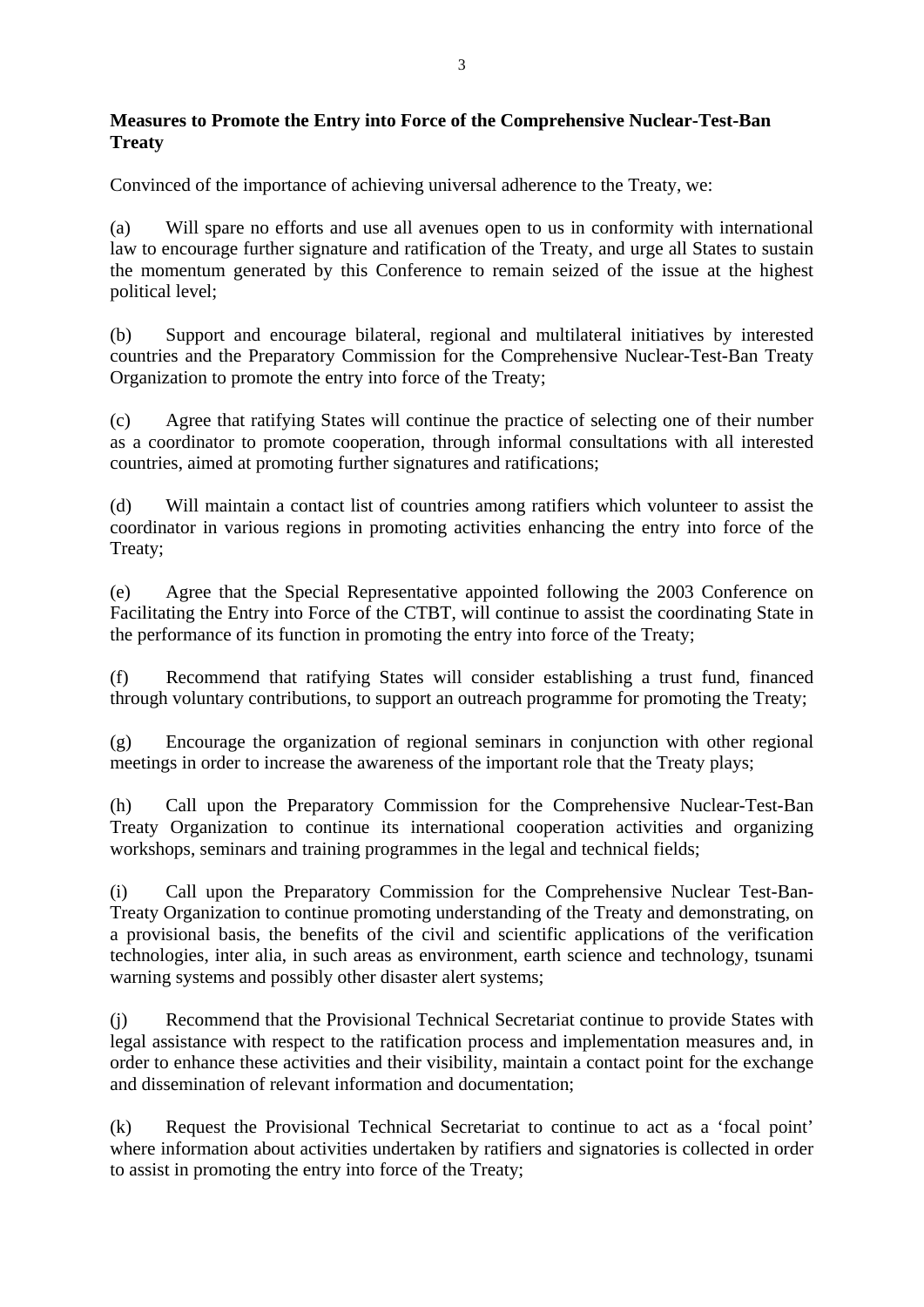**Measures to Promote the Entry into Force of the Comprehensive Nuclear-Test-Ban Treaty**

Convinced of the importance of achieving universal adherence to the Treaty, we:

(a) Will spare no efforts and use all avenues open to us in conformity with international law to encourage further signature and ratification of the Treaty, and urge all States to sustain the momentum generated by this Conference to remain seized of the issue at the highest political level;

(b) Support and encourage bilateral, regional and multilateral initiatives by interested countries and the Preparatory Commission for the Comprehensive Nuclear-Test-Ban Treaty Organization to promote the entry into force of the Treaty;

(c) Agree that ratifying States will continue the practice of selecting one of their number as a coordinator to promote cooperation, through informal consultations with all interested countries, aimed at promoting further signatures and ratifications;

(d) Will maintain a contact list of countries among ratifiers which volunteer to assist the coordinator in various regions in promoting activities enhancing the entry into force of the Treaty;

(e) Agree that the Special Representative appointed following the 2003 Conference on Facilitating the Entry into Force of the CTBT, will continue to assist the coordinating State in the performance of its function in promoting the entry into force of the Treaty;

(f) Recommend that ratifying States will consider establishing a trust fund, financed through voluntary contributions, to support an outreach programme for promoting the Treaty;

(g) Encourage the organization of regional seminars in conjunction with other regional meetings in order to increase the awareness of the important role that the Treaty plays;

(h) Call upon the Preparatory Commission for the Comprehensive Nuclear-Test-Ban Treaty Organization to continue its international cooperation activities and organizing workshops, seminars and training programmes in the legal and technical fields;

(i) Call upon the Preparatory Commission for the Comprehensive Nuclear Test-Ban-Treaty Organization to continue promoting understanding of the Treaty and demonstrating, on a provisional basis, the benefits of the civil and scientific applications of the verification technologies, inter alia, in such areas as environment, earth science and technology, tsunami warning systems and possibly other disaster alert systems;

(j) Recommend that the Provisional Technical Secretariat continue to provide States with legal assistance with respect to the ratification process and implementation measures and, in order to enhance these activities and their visibility, maintain a contact point for the exchange and dissemination of relevant information and documentation;

(k) Request the Provisional Technical Secretariat to continue to act as a 'focal point' where information about activities undertaken by ratifiers and signatories is collected in order to assist in promoting the entry into force of the Treaty;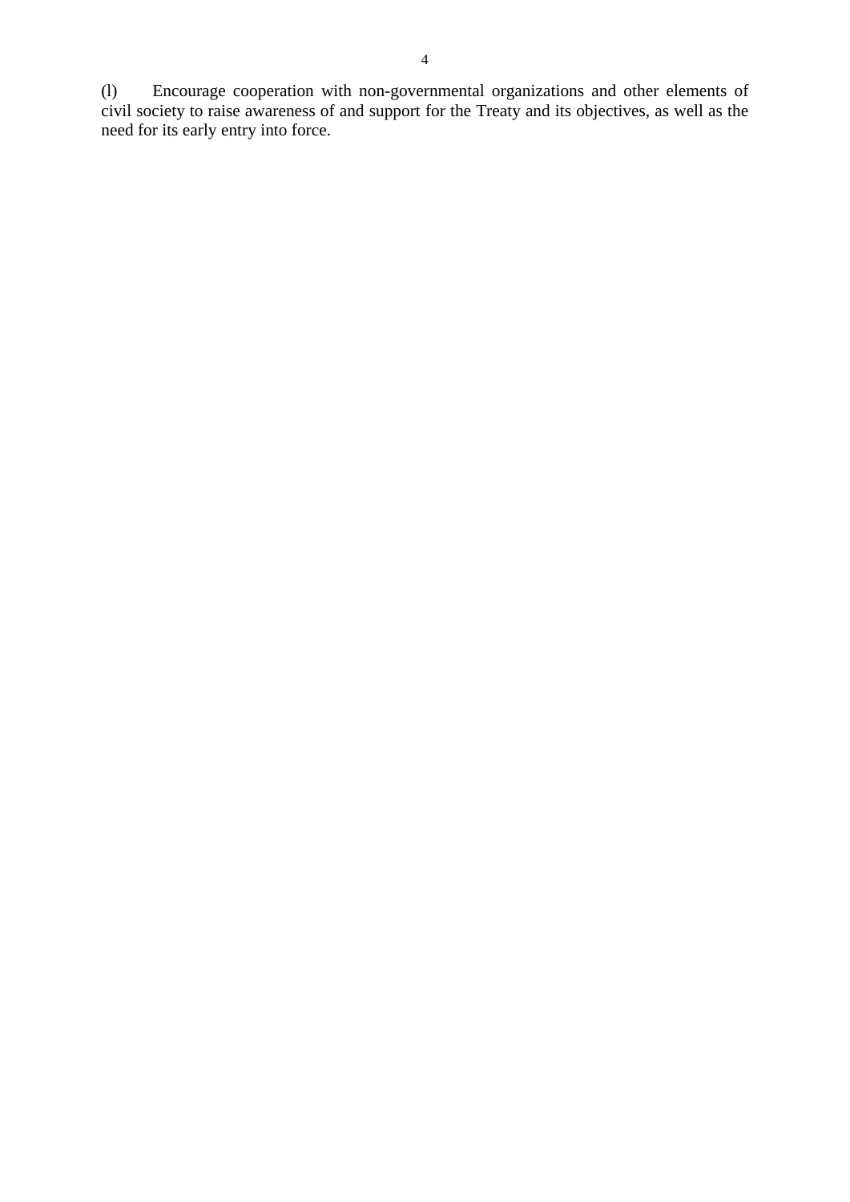(l) Encourage cooperation with non-governmental organizations and other elements of civil society to raise awareness of and support for the Treaty and its objectives, as well as the need for its early entry into force.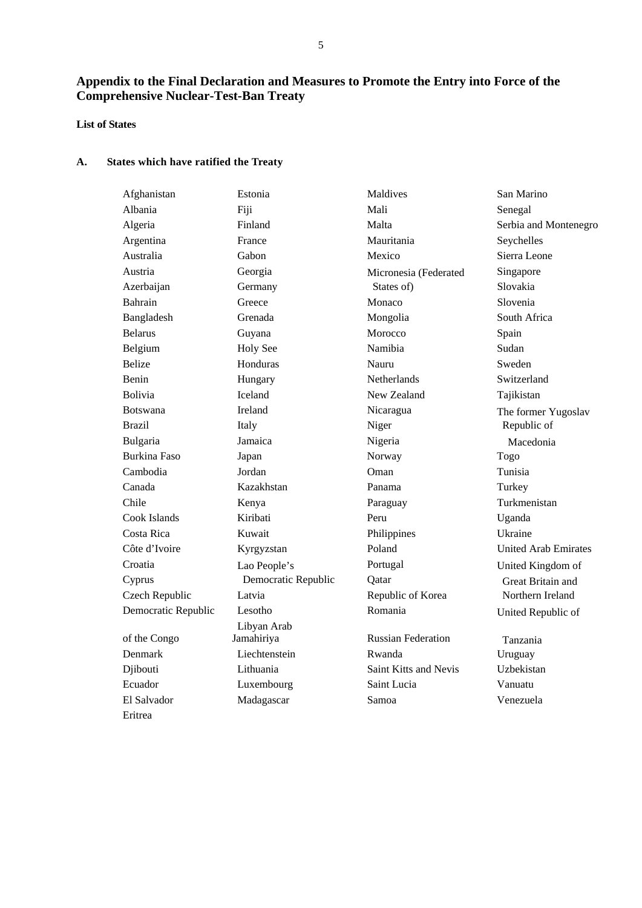## Appendix to the Final Declaration and Measures to Promote the Entry into Force of the Comprehensive Nuclear-Test-Ban Treaty

**List of States**

### A. States which have ratified the Treaty

Afghanistan
Albania
Algeria
Argentina
Australia
Austria
Azerbaijan
Bahrain
Bangladesh
Belarus
Belgium
Belize
Benin
Bolivia
Botswana
Brazil
Bulgaria
Burkina Faso
Cambodia
Canada
Chile
Cook Islands
Costa Rica
Côte d'Ivoire
Croatia
Cyprus
Czech Republic
Democratic Republic of the Congo
Denmark
Djibouti
Ecuador
El Salvador
Eritrea
Estonia
Fiji
Finland
France
Gabon
Georgia
Germany
Greece
Grenada
Guyana
Holy See
Honduras
Hungary
Iceland
Ireland
Italy
Jamaica
Japan
Jordan
Kazakhstan
Kenya
Kiribati
Kuwait
Kyrgyzstan
Lao People's Democratic Republic
Latvia
Lesotho
Libyan Arab Jamahiriya
Liechtenstein
Lithuania
Luxembourg
Madagascar
Maldives
Mali
Malta
Mauritania
Mexico
Micronesia (Federated States of)
Monaco
Mongolia
Morocco
Namibia
Nauru
Netherlands
New Zealand
Nicaragua
Niger
Nigeria
Norway
Oman
Panama
Paraguay
Peru
Philippines
Poland
Portugal
Qatar
Republic of Korea
Romania
Russian Federation
Rwanda
Saint Kitts and Nevis
Saint Lucia
Samoa
San Marino
Senegal
Serbia and Montenegro
Seychelles
Sierra Leone
Singapore
Slovakia
Slovenia
South Africa
Spain
Sudan
Sweden
Switzerland
Tajikistan
The former Yugoslav Republic of Macedonia
Togo
Tunisia
Turkey
Turkmenistan
Uganda
Ukraine
United Arab Emirates
United Kingdom of Great Britain and Northern Ireland
United Republic of Tanzania
Uruguay
Uzbekistan
Vanuatu
Venezuela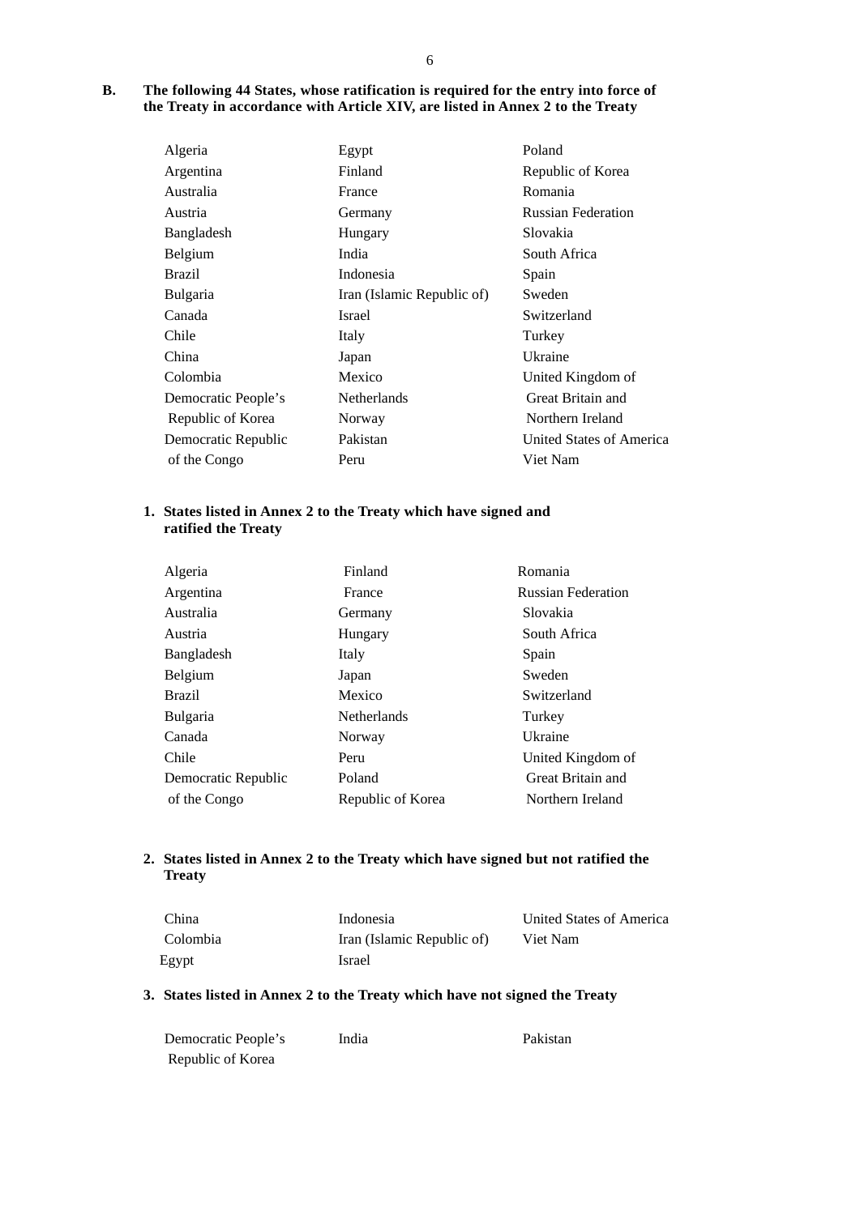**B. The following 44 States, whose ratification is required for the entry into force of the Treaty in accordance with Article XIV, are listed in Annex 2 to the Treaty**

| | | |
|---|---|---|
| Algeria | Egypt | Poland |
| Argentina | Finland | Republic of Korea |
| Australia | France | Romania |
| Austria | Germany | Russian Federation |
| Bangladesh | Hungary | Slovakia |
| Belgium | India | South Africa |
| Brazil | Indonesia | Spain |
| Bulgaria | Iran (Islamic Republic of) | Sweden |
| Canada | Israel | Switzerland |
| Chile | Italy | Turkey |
| China | Japan | Ukraine |
| Colombia | Mexico | United Kingdom of Great Britain and Northern Ireland |
| Democratic People's Republic of Korea | Netherlands | United States of America |
| Democratic Republic of the Congo | Norway | Viet Nam |
| | Pakistan | |
| | Peru | |

**1. States listed in Annex 2 to the Treaty which have signed and ratified the Treaty**

| | | |
|---|---|---|
| Algeria | Finland | Romania |
| Argentina | France | Russian Federation |
| Australia | Germany | Slovakia |
| Austria | Hungary | South Africa |
| Bangladesh | Italy | Spain |
| Belgium | Japan | Sweden |
| Brazil | Mexico | Switzerland |
| Bulgaria | Netherlands | Turkey |
| Canada | Norway | Ukraine |
| Chile | Peru | United Kingdom of Great Britain and Northern Ireland |
| Democratic Republic of the Congo | Poland | |
| | Republic of Korea | |

**2. States listed in Annex 2 to the Treaty which have signed but not ratified the Treaty**

| | | |
|---|---|---|
| China | Indonesia | United States of America |
| Colombia | Iran (Islamic Republic of) | Viet Nam |
| Egypt | Israel | |

**3. States listed in Annex 2 to the Treaty which have not signed the Treaty**

| | | |
|---|---|---|
| Democratic People's Republic of Korea | India | Pakistan |